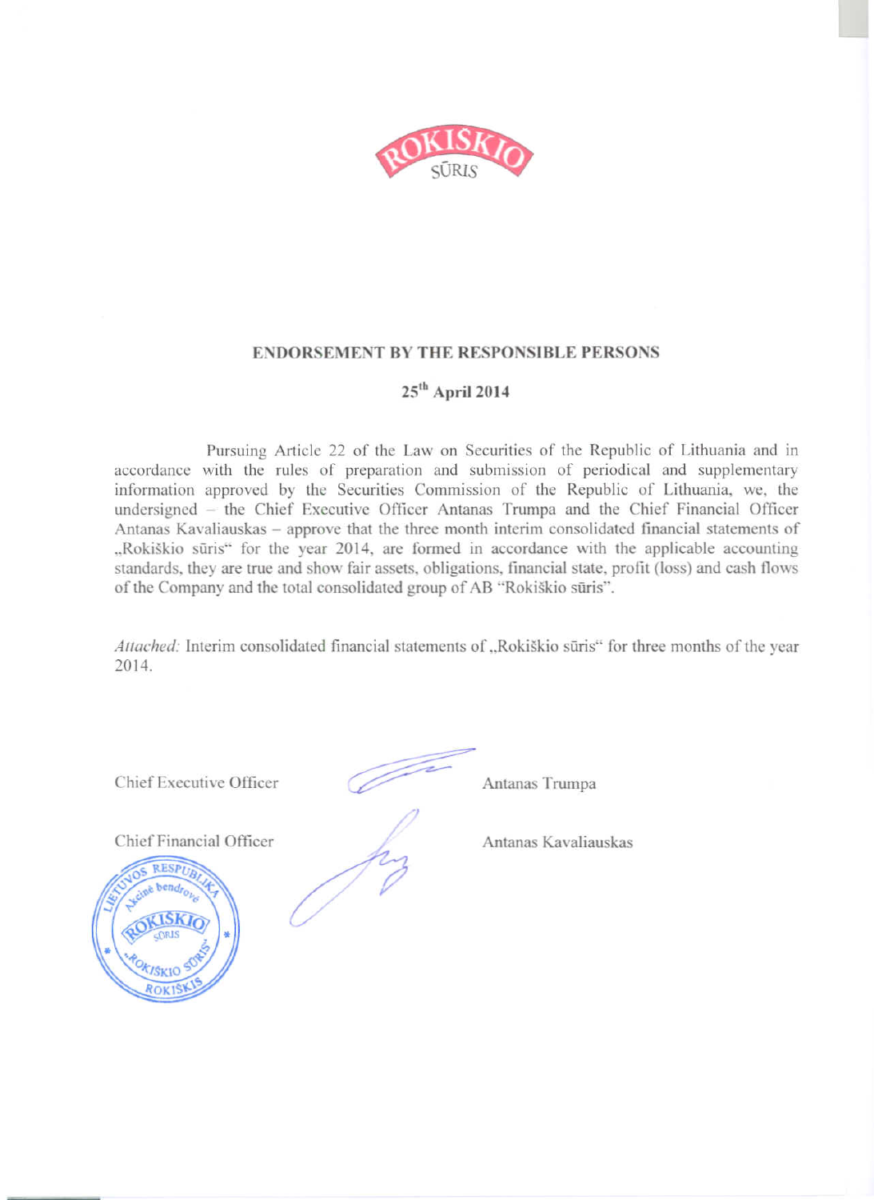## ENDORSEMENT BY THE RESPONSIBLE PERSONS

**25th April 2014**

Pursuing Article 22 of the Law on Securities of the Republic of Lithuania and in accordance with the rules of preparation and submission of periodical and supplementary information approved by the Securities Commission of the Republic of Lithuania, we, the undersigned – the Chief Executive Officer Antanas Trumpa and the Chief Financial Officer Antanas Kavaliauskas – approve that the three month interim consolidated financial statements of „Rokiškio sūris" for the year 2014, are formed in accordance with the applicable accounting standards, they are true and show fair assets, obligations, financial state, profit (loss) and cash flows of the Company and the total consolidated group of AB "Rokiškio sūris".

*Attached:* Interim consolidated financial statements of „Rokiškio sūris" for three months of the year 2014.

Chief Executive Officer Antanas Trumpa

Chief Financial Officer Antanas Kavaliauskas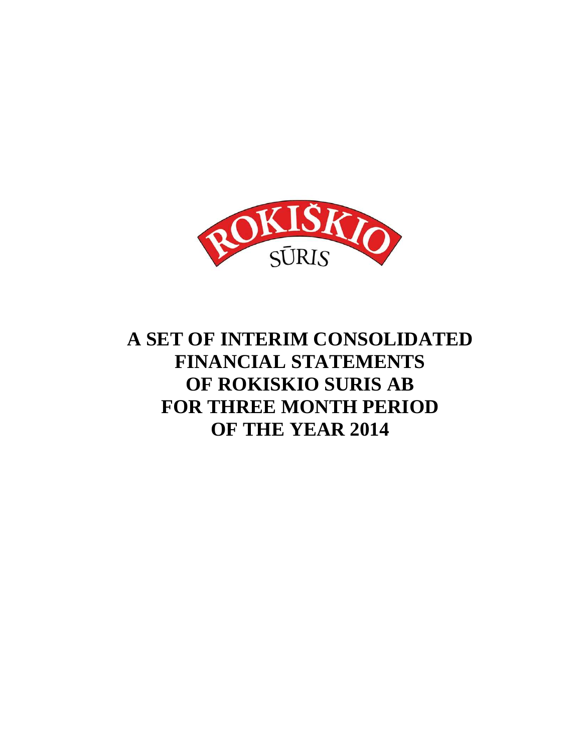ROKIŠKIO SŪRIS

# A SET OF INTERIM CONSOLIDATED FINANCIAL STATEMENTS OF ROKISKIO SURIS AB FOR THREE MONTH PERIOD OF THE YEAR 2014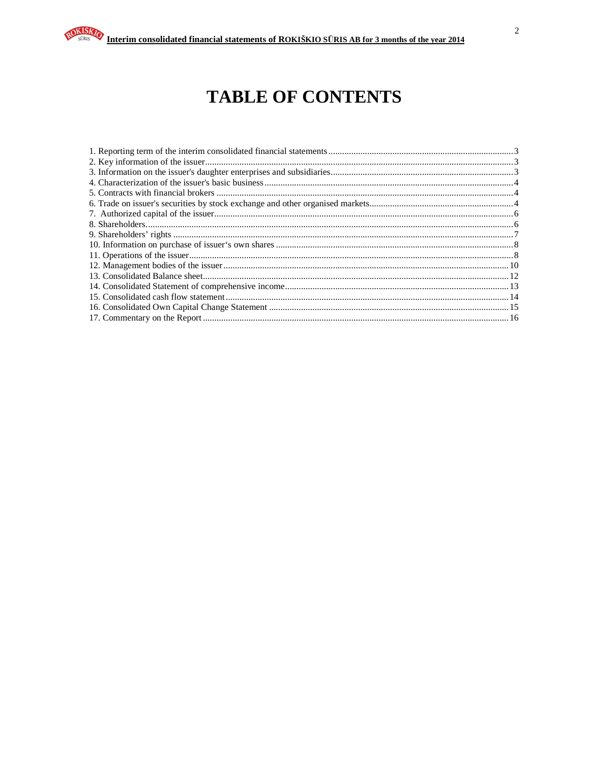# TABLE OF CONTENTS

1. Reporting term of the interim consolidated financial statements ........................................ 3
2. Key information of the issuer ........................................ 3
3. Information on the issuer's daughter enterprises and subsidiaries ........................................ 3
4. Characterization of the issuer's basic business ........................................ 4
5. Contracts with financial brokers ........................................ 4
6. Trade on issuer's securities by stock exchange and other organised markets ........................................ 4
7. Authorized capital of the issuer ........................................ 6
8. Shareholders ........................................ 6
9. Shareholders' rights ........................................ 7
10. Information on purchase of issuer's own shares ........................................ 8
11. Operations of the issuer ........................................ 8
12. Management bodies of the issuer ........................................ 10
13. Consolidated Balance sheet ........................................ 12
14. Consolidated Statement of comprehensive income ........................................ 13
15. Consolidated cash flow statement ........................................ 14
16. Consolidated Own Capital Change Statement ........................................ 15
17. Commentary on the Report ........................................ 16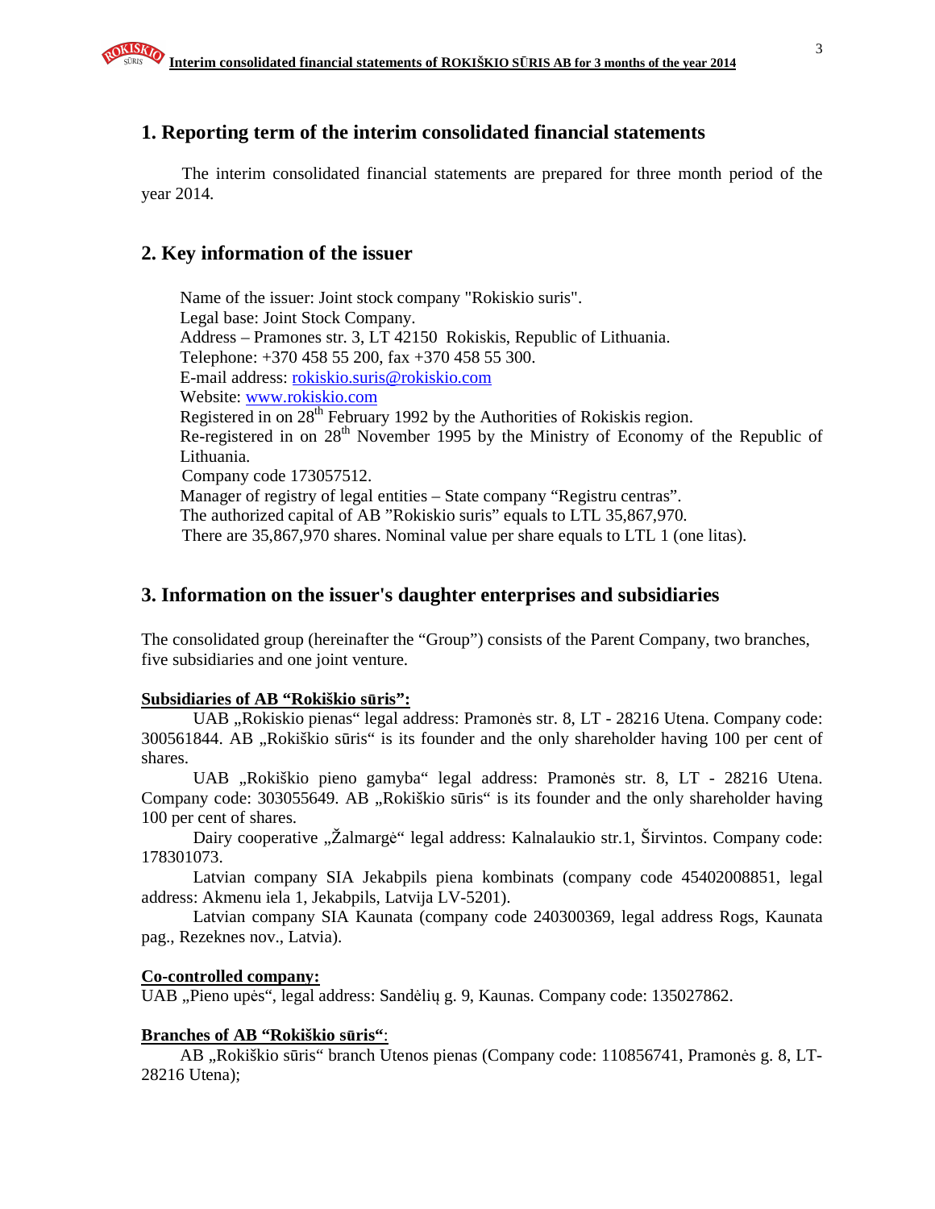## 1. Reporting term of the interim consolidated financial statements

The interim consolidated financial statements are prepared for three month period of the year 2014.

## 2. Key information of the issuer

Name of the issuer: Joint stock company "Rokiskio suris".
Legal base: Joint Stock Company.
Address – Pramones str. 3, LT 42150 Rokiskis, Republic of Lithuania.
Telephone: +370 458 55 200, fax +370 458 55 300.
E-mail address: rokiskio.suris@rokiskio.com
Website: www.rokiskio.com
Registered in on 28th February 1992 by the Authorities of Rokiskis region.
Re-registered in on 28th November 1995 by the Ministry of Economy of the Republic of Lithuania.
Company code 173057512.
Manager of registry of legal entities – State company "Registru centras".
The authorized capital of AB "Rokiskio suris" equals to LTL 35,867,970.
There are 35,867,970 shares. Nominal value per share equals to LTL 1 (one litas).

## 3. Information on the issuer's daughter enterprises and subsidiaries

The consolidated group (hereinafter the "Group") consists of the Parent Company, two branches, five subsidiaries and one joint venture.

**Subsidiaries of AB "Rokiškio sūris":**

UAB „Rokiskio pienas" legal address: Pramonės str. 8, LT - 28216 Utena. Company code: 300561844. AB „Rokiškio sūris" is its founder and the only shareholder having 100 per cent of shares.

UAB „Rokiškio pieno gamyba" legal address: Pramonės str. 8, LT - 28216 Utena. Company code: 303055649. AB „Rokiškio sūris" is its founder and the only shareholder having 100 per cent of shares.

Dairy cooperative „Žalmargė" legal address: Kalnalaukio str.1, Širvintos. Company code: 178301073.

Latvian company SIA Jekabpils piena kombinats (company code 45402008851, legal address: Akmenu iela 1, Jekabpils, Latvija LV-5201).

Latvian company SIA Kaunata (company code 240300369, legal address Rogs, Kaunata pag., Rezeknes nov., Latvia).

**Co-controlled company:**

UAB „Pieno upės", legal address: Sandėlių g. 9, Kaunas. Company code: 135027862.

**Branches of AB "Rokiškio sūris"**:

AB „Rokiškio sūris" branch Utenos pienas (Company code: 110856741, Pramonės g. 8, LT-28216 Utena);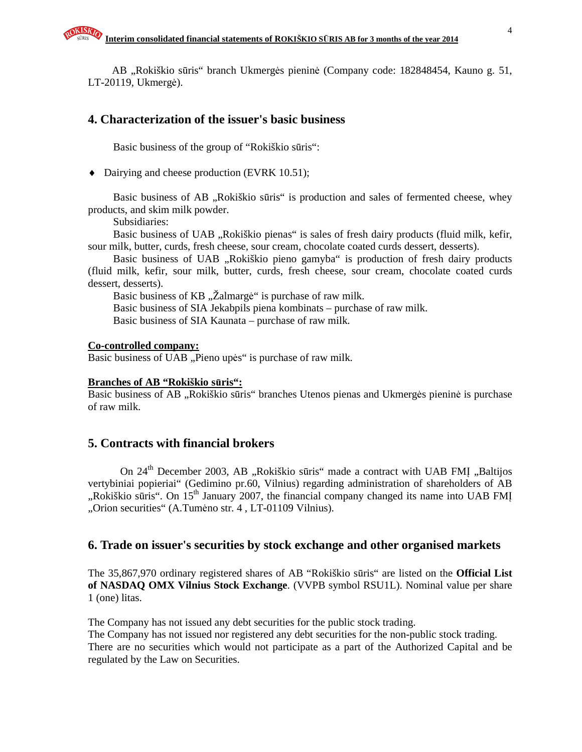AB „Rokiškio sūris“ branch Ukmergės pieninė (Company code: 182848454, Kauno g. 51, LT-20119, Ukmergė).

## 4. Characterization of the issuer's basic business

Basic business of the group of “Rokiškio sūris“:

- ♦ Dairying and cheese production (EVRK 10.51);

Basic business of AB „Rokiškio sūris“ is production and sales of fermented cheese, whey products, and skim milk powder.

Subsidiaries:

Basic business of UAB „Rokiškio pienas“ is sales of fresh dairy products (fluid milk, kefir, sour milk, butter, curds, fresh cheese, sour cream, chocolate coated curds dessert, desserts).

Basic business of UAB „Rokiškio pieno gamyba“ is production of fresh dairy products (fluid milk, kefir, sour milk, butter, curds, fresh cheese, sour cream, chocolate coated curds dessert, desserts).

Basic business of KB „Žalmargė“ is purchase of raw milk.

Basic business of SIA Jekabpils piena kombinats – purchase of raw milk.

Basic business of SIA Kaunata – purchase of raw milk.

**Co-controlled company:**

Basic business of UAB „Pieno upės“ is purchase of raw milk.

**Branches of AB “Rokiškio sūris“:**

Basic business of AB „Rokiškio sūris“ branches Utenos pienas and Ukmergės pieninė is purchase of raw milk.

## 5. Contracts with financial brokers

On 24th December 2003, AB „Rokiškio sūris“ made a contract with UAB FMĮ „Baltijos vertybiniai popieriai“ (Gedimino pr.60, Vilnius) regarding administration of shareholders of AB „Rokiškio sūris“. On 15th January 2007, the financial company changed its name into UAB FMĮ „Orion securities“ (A.Tumėno str. 4 , LT-01109 Vilnius).

## 6. Trade on issuer's securities by stock exchange and other organised markets

The 35,867,970 ordinary registered shares of AB “Rokiškio sūris“ are listed on the **Official List of NASDAQ OMX Vilnius Stock Exchange**. (VVPB symbol RSU1L). Nominal value per share 1 (one) litas.

The Company has not issued any debt securities for the public stock trading.
The Company has not issued nor registered any debt securities for the non-public stock trading.
There are no securities which would not participate as a part of the Authorized Capital and be regulated by the Law on Securities.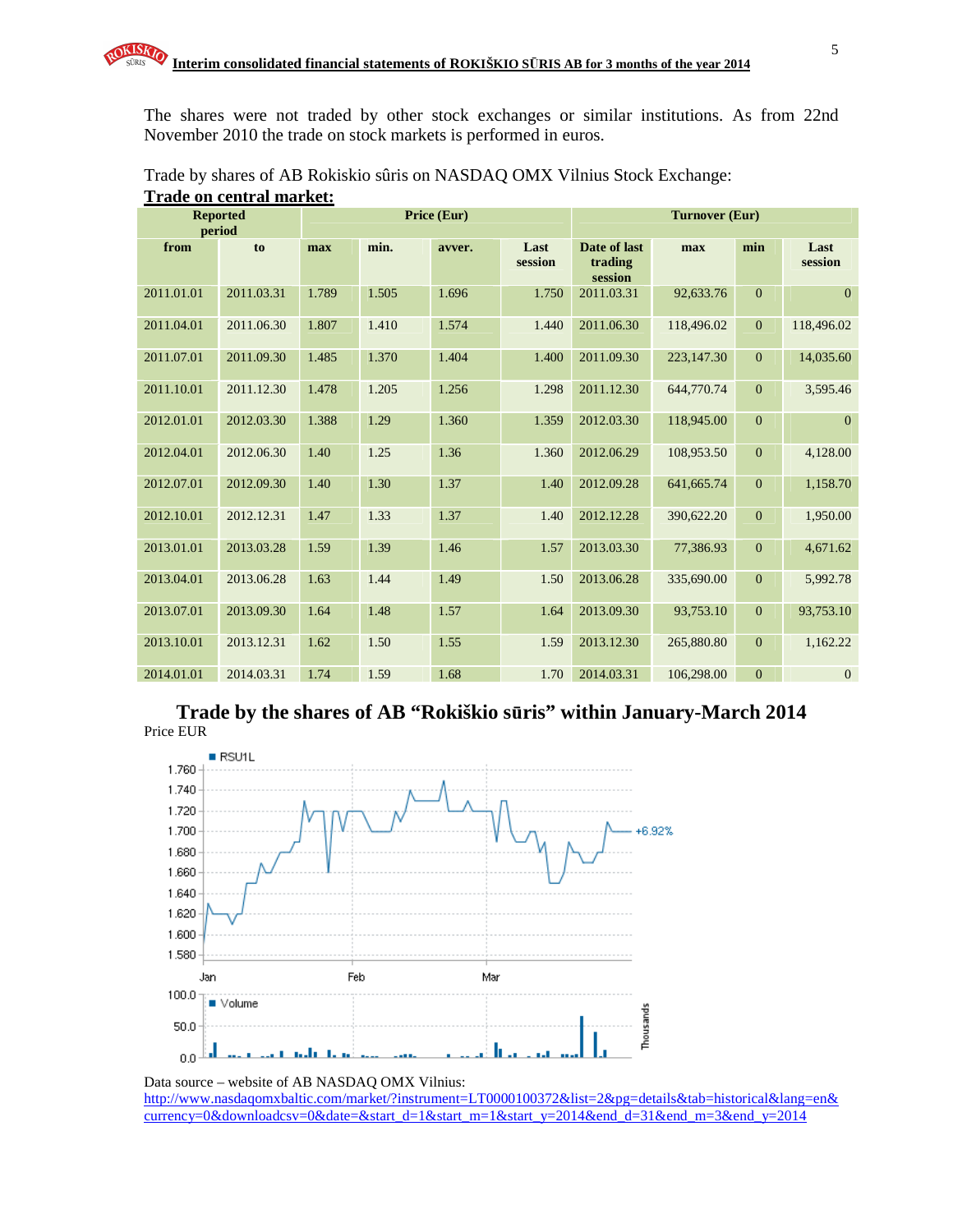The shares were not traded by other stock exchanges or similar institutions. As from 22nd November 2010 the trade on stock markets is performed in euros.

Trade by shares of AB Rokiskio sûris on NASDAQ OMX Vilnius Stock Exchange:

**Trade on central market:**

| Reported period | | Price (Eur) | | | | Turnover (Eur) | | | |
|---|---|---|---|---|---|---|---|---|---|
| from | to | max | min. | avver. | Last session | Date of last trading session | max | min | Last session |
| 2011.01.01 | 2011.03.31 | 1.789 | 1.505 | 1.696 | 1.750 | 2011.03.31 | 92,633.76 | 0 | 0 |
| 2011.04.01 | 2011.06.30 | 1.807 | 1.410 | 1.574 | 1.440 | 2011.06.30 | 118,496.02 | 0 | 118,496.02 |
| 2011.07.01 | 2011.09.30 | 1.485 | 1.370 | 1.404 | 1.400 | 2011.09.30 | 223,147.30 | 0 | 14,035.60 |
| 2011.10.01 | 2011.12.30 | 1.478 | 1.205 | 1.256 | 1.298 | 2011.12.30 | 644,770.74 | 0 | 3,595.46 |
| 2012.01.01 | 2012.03.30 | 1.388 | 1.29 | 1.360 | 1.359 | 2012.03.30 | 118,945.00 | 0 | 0 |
| 2012.04.01 | 2012.06.30 | 1.40 | 1.25 | 1.36 | 1.360 | 2012.06.29 | 108,953.50 | 0 | 4,128.00 |
| 2012.07.01 | 2012.09.30 | 1.40 | 1.30 | 1.37 | 1.40 | 2012.09.28 | 641,665.74 | 0 | 1,158.70 |
| 2012.10.01 | 2012.12.31 | 1.47 | 1.33 | 1.37 | 1.40 | 2012.12.28 | 390,622.20 | 0 | 1,950.00 |
| 2013.01.01 | 2013.03.28 | 1.59 | 1.39 | 1.46 | 1.57 | 2013.03.30 | 77,386.93 | 0 | 4,671.62 |
| 2013.04.01 | 2013.06.28 | 1.63 | 1.44 | 1.49 | 1.50 | 2013.06.28 | 335,690.00 | 0 | 5,992.78 |
| 2013.07.01 | 2013.09.30 | 1.64 | 1.48 | 1.57 | 1.64 | 2013.09.30 | 93,753.10 | 0 | 93,753.10 |
| 2013.10.01 | 2013.12.31 | 1.62 | 1.50 | 1.55 | 1.59 | 2013.12.30 | 265,880.80 | 0 | 1,162.22 |
| 2014.01.01 | 2014.03.31 | 1.74 | 1.59 | 1.68 | 1.70 | 2014.03.31 | 106,298.00 | 0 | 0 |

## Trade by the shares of AB "Rokiškio sūris" within January-March 2014

Price EUR

Data source – website of AB NASDAQ OMX Vilnius: http://www.nasdaqomxbaltic.com/market/?instrument=LT0000100372&list=2&pg=details&tab=historical&lang=en&currency=0&downloadcsv=0&date=&start_d=1&start_m=1&start_y=2014&end_d=31&end_m=3&end_y=2014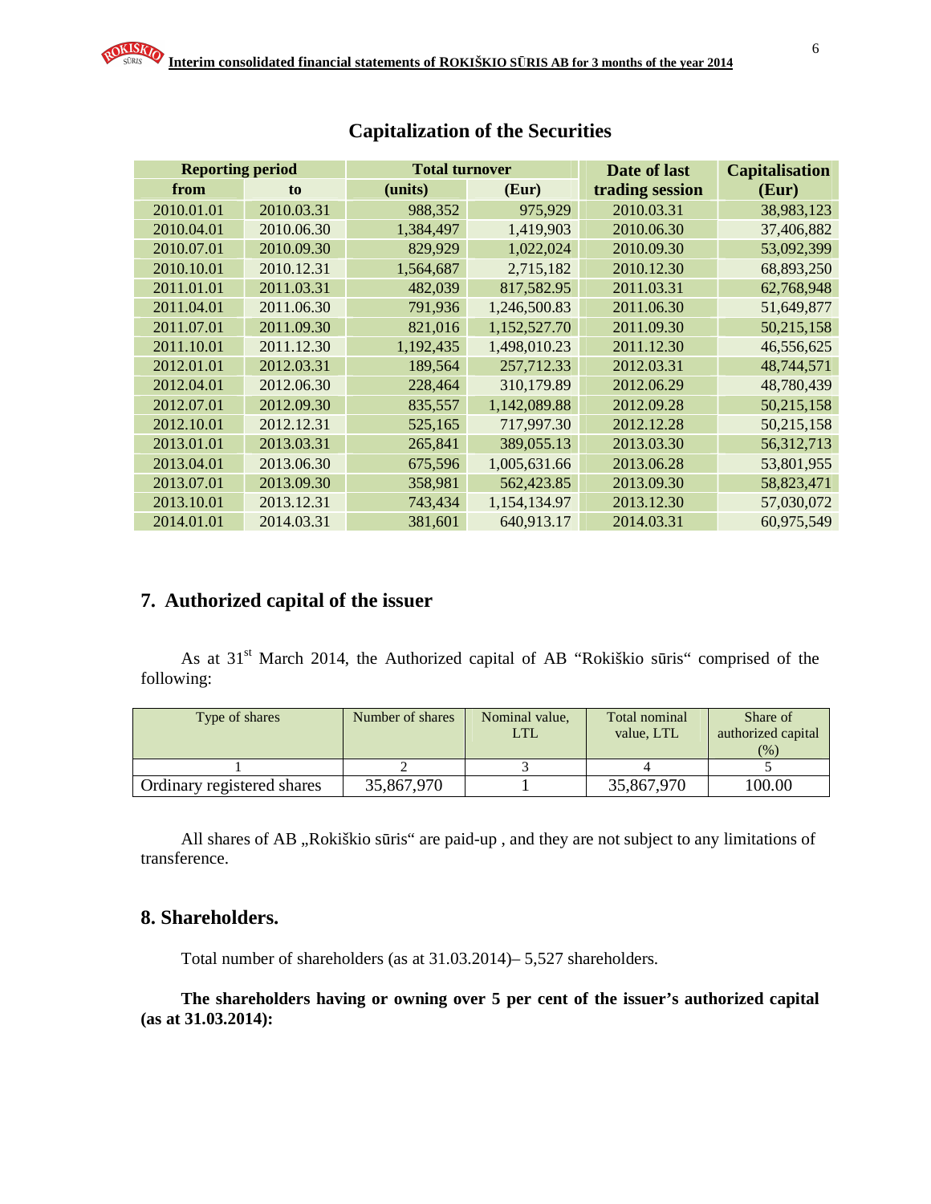## Capitalization of the Securities

| Reporting period | | Total turnover | | Date of last trading session | Capitalisation (Eur) |
|---|---|---|---|---|---|
| from | to | (units) | (Eur) | | |
| 2010.01.01 | 2010.03.31 | 988,352 | 975,929 | 2010.03.31 | 38,983,123 |
| 2010.04.01 | 2010.06.30 | 1,384,497 | 1,419,903 | 2010.06.30 | 37,406,882 |
| 2010.07.01 | 2010.09.30 | 829,929 | 1,022,024 | 2010.09.30 | 53,092,399 |
| 2010.10.01 | 2010.12.31 | 1,564,687 | 2,715,182 | 2010.12.30 | 68,893,250 |
| 2011.01.01 | 2011.03.31 | 482,039 | 817,582.95 | 2011.03.31 | 62,768,948 |
| 2011.04.01 | 2011.06.30 | 791,936 | 1,246,500.83 | 2011.06.30 | 51,649,877 |
| 2011.07.01 | 2011.09.30 | 821,016 | 1,152,527.70 | 2011.09.30 | 50,215,158 |
| 2011.10.01 | 2011.12.30 | 1,192,435 | 1,498,010.23 | 2011.12.30 | 46,556,625 |
| 2012.01.01 | 2012.03.31 | 189,564 | 257,712.33 | 2012.03.31 | 48,744,571 |
| 2012.04.01 | 2012.06.30 | 228,464 | 310,179.89 | 2012.06.29 | 48,780,439 |
| 2012.07.01 | 2012.09.30 | 835,557 | 1,142,089.88 | 2012.09.28 | 50,215,158 |
| 2012.10.01 | 2012.12.31 | 525,165 | 717,997.30 | 2012.12.28 | 50,215,158 |
| 2013.01.01 | 2013.03.31 | 265,841 | 389,055.13 | 2013.03.30 | 56,312,713 |
| 2013.04.01 | 2013.06.30 | 675,596 | 1,005,631.66 | 2013.06.28 | 53,801,955 |
| 2013.07.01 | 2013.09.30 | 358,981 | 562,423.85 | 2013.09.30 | 58,823,471 |
| 2013.10.01 | 2013.12.31 | 743,434 | 1,154,134.97 | 2013.12.30 | 57,030,072 |
| 2014.01.01 | 2014.03.31 | 381,601 | 640,913.17 | 2014.03.31 | 60,975,549 |

## 7. Authorized capital of the issuer

As at 31st March 2014, the Authorized capital of AB "Rokiškio sūris" comprised of the following:

| Type of shares | Number of shares | Nominal value, LTL | Total nominal value, LTL | Share of authorized capital (%) |
|---|---|---|---|---|
| 1 | 2 | 3 | 4 | 5 |
| Ordinary registered shares | 35,867,970 | 1 | 35,867,970 | 100.00 |

All shares of AB „Rokiškio sūris" are paid-up , and they are not subject to any limitations of transference.

## 8. Shareholders.

Total number of shareholders (as at 31.03.2014)– 5,527 shareholders.

**The shareholders having or owning over 5 per cent of the issuer's authorized capital (as at 31.03.2014):**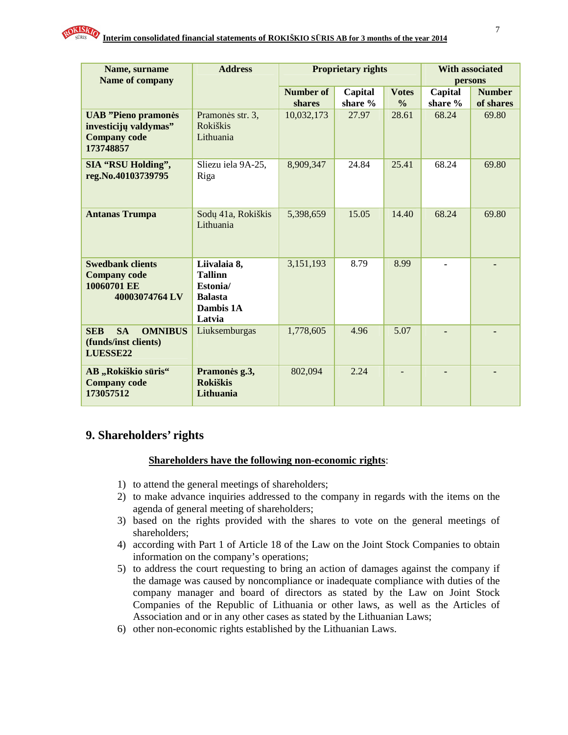| Name, surname Name of company | Address | Proprietary rights | | | With associated persons | |
|---|---|---|---|---|---|---|
| | | Number of shares | Capital share % | Votes % | Capital share % | Number of shares |
| **UAB "Pieno pramonės investicijų valdymas" Company code 173748857** | Pramonės str. 3, Rokiškis Lithuania | 10,032,173 | 27.97 | 28.61 | 68.24 | 69.80 |
| **SIA "RSU Holding", reg.No.40103739795** | Sliezu iela 9A-25, Riga | 8,909,347 | 24.84 | 25.41 | 68.24 | 69.80 |
| **Antanas Trumpa** | Sodų 41a, Rokiškis Lithuania | 5,398,659 | 15.05 | 14.40 | 68.24 | 69.80 |
| **Swedbank clients Company code 10060701 EE 40003074764 LV** | **Liivalaia 8, Tallinn Estonia/ Balasta Dambis 1A Latvia** | 3,151,193 | 8.79 | 8.99 | - | - |
| **SEB SA OMNIBUS (funds/inst clients) LUESSE22** | Liuksemburgas | 1,778,605 | 4.96 | 5.07 | - | - |
| **AB „Rokiškio sūris" Company code 173057512** | **Pramonės g.3, Rokiškis Lithuania** | 802,094 | 2.24 | - | - | - |

## 9. Shareholders' rights

**Shareholders have the following non-economic rights**:

1) to attend the general meetings of shareholders;
2) to make advance inquiries addressed to the company in regards with the items on the agenda of general meeting of shareholders;
3) based on the rights provided with the shares to vote on the general meetings of shareholders;
4) according with Part 1 of Article 18 of the Law on the Joint Stock Companies to obtain information on the company's operations;
5) to address the court requesting to bring an action of damages against the company if the damage was caused by noncompliance or inadequate compliance with duties of the company manager and board of directors as stated by the Law on Joint Stock Companies of the Republic of Lithuania or other laws, as well as the Articles of Association and or in any other cases as stated by the Lithuanian Laws;
6) other non-economic rights established by the Lithuanian Laws.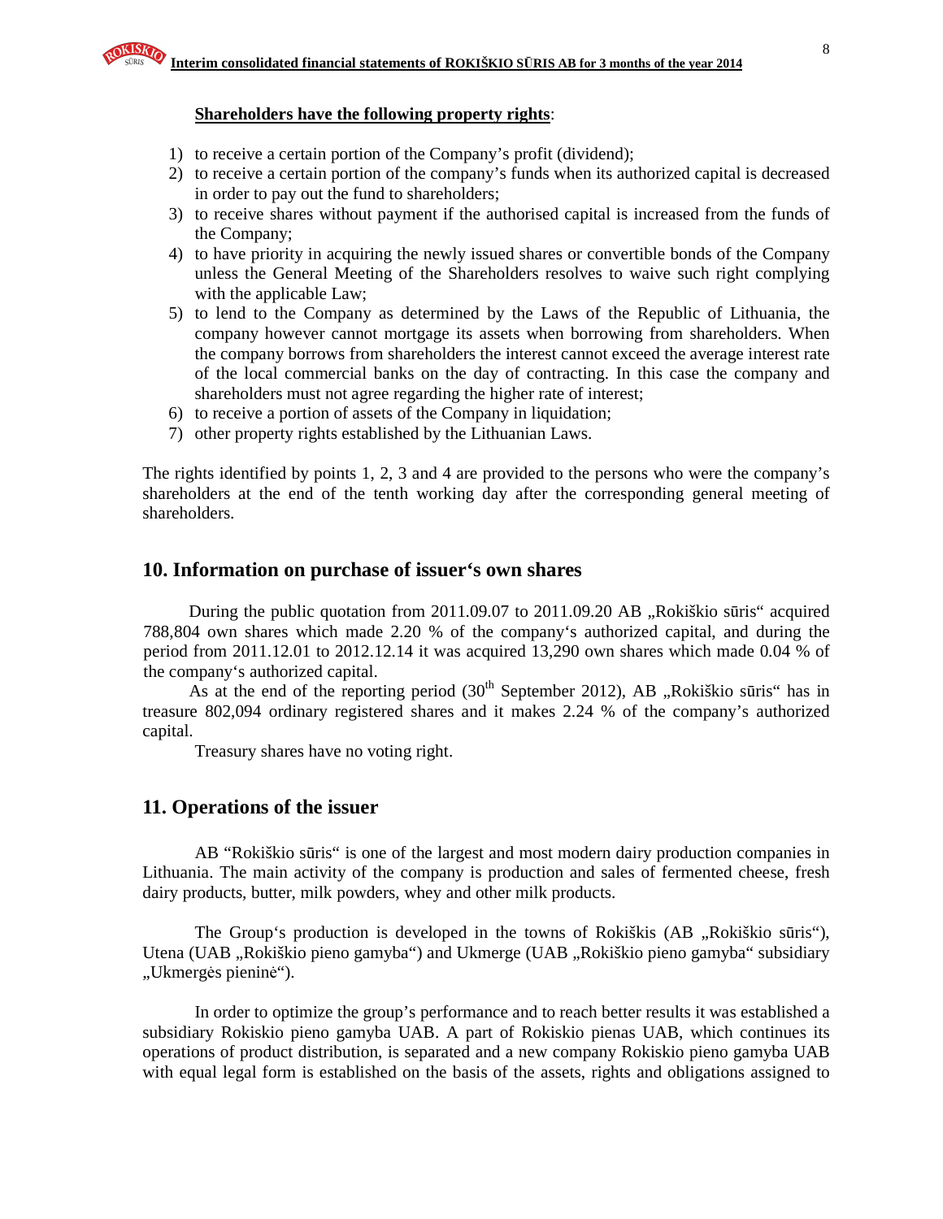**Shareholders have the following property rights**:

1) to receive a certain portion of the Company's profit (dividend);
2) to receive a certain portion of the company's funds when its authorized capital is decreased in order to pay out the fund to shareholders;
3) to receive shares without payment if the authorised capital is increased from the funds of the Company;
4) to have priority in acquiring the newly issued shares or convertible bonds of the Company unless the General Meeting of the Shareholders resolves to waive such right complying with the applicable Law;
5) to lend to the Company as determined by the Laws of the Republic of Lithuania, the company however cannot mortgage its assets when borrowing from shareholders. When the company borrows from shareholders the interest cannot exceed the average interest rate of the local commercial banks on the day of contracting. In this case the company and shareholders must not agree regarding the higher rate of interest;
6) to receive a portion of assets of the Company in liquidation;
7) other property rights established by the Lithuanian Laws.

The rights identified by points 1, 2, 3 and 4 are provided to the persons who were the company's shareholders at the end of the tenth working day after the corresponding general meeting of shareholders.

## 10. Information on purchase of issuer's own shares

During the public quotation from 2011.09.07 to 2011.09.20 AB „Rokiškio sūris" acquired 788,804 own shares which made 2.20 % of the company's authorized capital, and during the period from 2011.12.01 to 2012.12.14 it was acquired 13,290 own shares which made 0.04 % of the company's authorized capital.

As at the end of the reporting period (30th September 2012), AB „Rokiškio sūris" has in treasure 802,094 ordinary registered shares and it makes 2.24 % of the company's authorized capital.

Treasury shares have no voting right.

## 11. Operations of the issuer

AB "Rokiškio sūris" is one of the largest and most modern dairy production companies in Lithuania. The main activity of the company is production and sales of fermented cheese, fresh dairy products, butter, milk powders, whey and other milk products.

The Group's production is developed in the towns of Rokiškis (AB „Rokiškio sūris"), Utena (UAB „Rokiškio pieno gamyba") and Ukmerge (UAB „Rokiškio pieno gamyba" subsidiary „Ukmergės pieninė").

In order to optimize the group's performance and to reach better results it was established a subsidiary Rokiskio pieno gamyba UAB. A part of Rokiskio pienas UAB, which continues its operations of product distribution, is separated and a new company Rokiskio pieno gamyba UAB with equal legal form is established on the basis of the assets, rights and obligations assigned to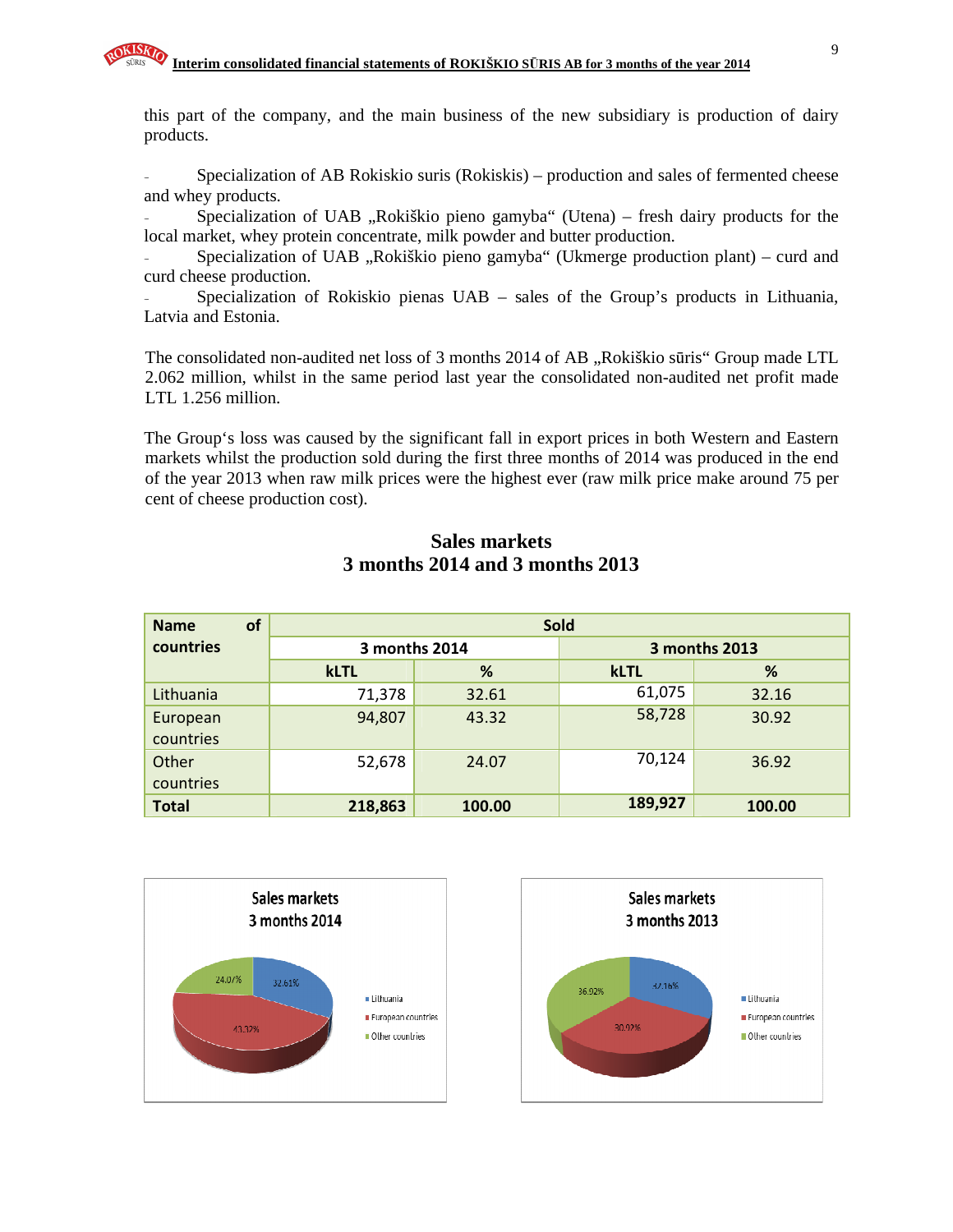this part of the company, and the main business of the new subsidiary is production of dairy products.

- Specialization of AB Rokiskio suris (Rokiskis) – production and sales of fermented cheese and whey products.
- Specialization of UAB „Rokiškio pieno gamyba“ (Utena) – fresh dairy products for the local market, whey protein concentrate, milk powder and butter production.
- Specialization of UAB „Rokiškio pieno gamyba“ (Ukmerge production plant) – curd and curd cheese production.
- Specialization of Rokiskio pienas UAB – sales of the Group's products in Lithuania, Latvia and Estonia.

The consolidated non-audited net loss of 3 months 2014 of AB „Rokiškio sūris“ Group made LTL 2.062 million, whilst in the same period last year the consolidated non-audited net profit made LTL 1.256 million.

The Group's loss was caused by the significant fall in export prices in both Western and Eastern markets whilst the production sold during the first three months of 2014 was produced in the end of the year 2013 when raw milk prices were the highest ever (raw milk price make around 75 per cent of cheese production cost).

## Sales markets
## 3 months 2014 and 3 months 2013

| Name of countries | Sold | | | |
|---|---|---|---|---|
| | 3 months 2014 | | 3 months 2013 | |
| | kLTL | % | kLTL | % |
| Lithuania | 71,378 | 32.61 | 61,075 | 32.16 |
| European countries | 94,807 | 43.32 | 58,728 | 30.92 |
| Other countries | 52,678 | 24.07 | 70,124 | 36.92 |
| **Total** | **218,863** | **100.00** | **189,927** | **100.00** |

Sales markets
3 months 2014

24.07% | 32.61% | 43.32%

Lithuania
European countries
Other countries

Sales markets
3 months 2013

36.92% | 32.16% | 30.92%

Lithuania
European countries
Other countries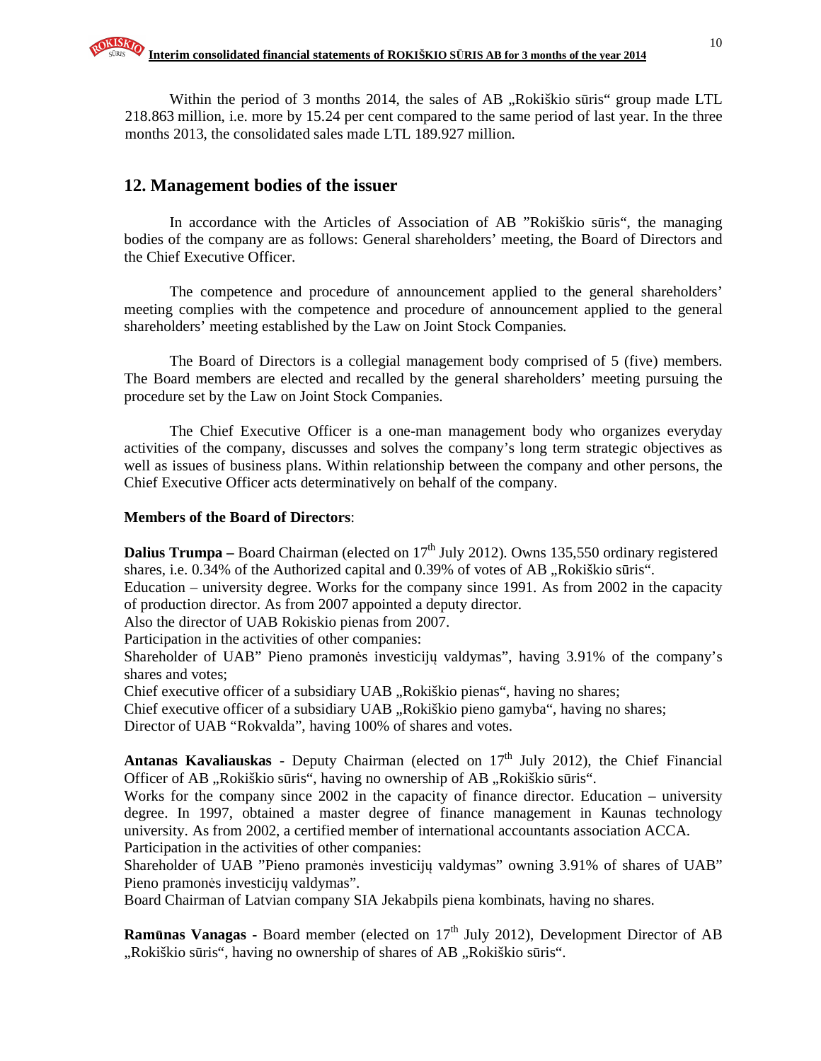Within the period of 3 months 2014, the sales of AB „Rokiškio sūris“ group made LTL 218.863 million, i.e. more by 15.24 per cent compared to the same period of last year. In the three months 2013, the consolidated sales made LTL 189.927 million.

## 12. Management bodies of the issuer

In accordance with the Articles of Association of AB ”Rokiškio sūris“, the managing bodies of the company are as follows: General shareholders' meeting, the Board of Directors and the Chief Executive Officer.

The competence and procedure of announcement applied to the general shareholders' meeting complies with the competence and procedure of announcement applied to the general shareholders' meeting established by the Law on Joint Stock Companies.

The Board of Directors is a collegial management body comprised of 5 (five) members. The Board members are elected and recalled by the general shareholders' meeting pursuing the procedure set by the Law on Joint Stock Companies.

The Chief Executive Officer is a one-man management body who organizes everyday activities of the company, discusses and solves the company's long term strategic objectives as well as issues of business plans. Within relationship between the company and other persons, the Chief Executive Officer acts determinatively on behalf of the company.

**Members of the Board of Directors**:

**Dalius Trumpa –** Board Chairman (elected on 17th July 2012). Owns 135,550 ordinary registered shares, i.e. 0.34% of the Authorized capital and 0.39% of votes of AB „Rokiškio sūris“.
Education – university degree. Works for the company since 1991. As from 2002 in the capacity of production director. As from 2007 appointed a deputy director.
Also the director of UAB Rokiskio pienas from 2007.
Participation in the activities of other companies:
Shareholder of UAB” Pieno pramonės investicijų valdymas”, having 3.91% of the company's shares and votes;
Chief executive officer of a subsidiary UAB „Rokiškio pienas“, having no shares;
Chief executive officer of a subsidiary UAB „Rokiškio pieno gamyba“, having no shares;
Director of UAB “Rokvalda”, having 100% of shares and votes.

**Antanas Kavaliauskas** - Deputy Chairman (elected on 17th July 2012), the Chief Financial Officer of AB „Rokiškio sūris“, having no ownership of AB „Rokiškio sūris“.
Works for the company since 2002 in the capacity of finance director. Education – university degree. In 1997, obtained a master degree of finance management in Kaunas technology university. As from 2002, a certified member of international accountants association ACCA.
Participation in the activities of other companies:
Shareholder of UAB ”Pieno pramonės investicijų valdymas” owning 3.91% of shares of UAB” Pieno pramonės investicijų valdymas”.
Board Chairman of Latvian company SIA Jekabpils piena kombinats, having no shares.

**Ramūnas Vanagas** - Board member (elected on 17th July 2012), Development Director of AB „Rokiškio sūris“, having no ownership of shares of AB „Rokiškio sūris“.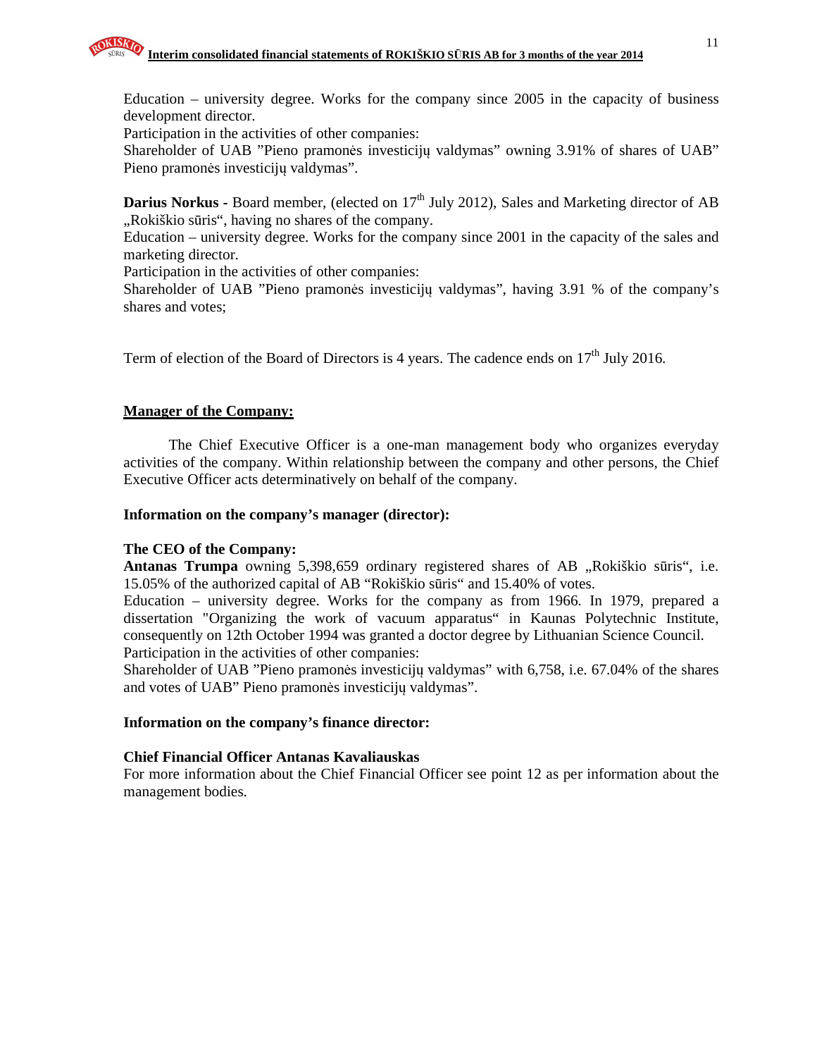Education – university degree. Works for the company since 2005 in the capacity of business development director.
Participation in the activities of other companies:
Shareholder of UAB ”Pieno pramonės investicijų valdymas” owning 3.91% of shares of UAB” Pieno pramonės investicijų valdymas”.

**Darius Norkus -** Board member, (elected on 17th July 2012), Sales and Marketing director of AB „Rokiškio sūris“, having no shares of the company.
Education – university degree. Works for the company since 2001 in the capacity of the sales and marketing director.
Participation in the activities of other companies:
Shareholder of UAB ”Pieno pramonės investicijų valdymas”, having 3.91 % of the company’s shares and votes;

Term of election of the Board of Directors is 4 years. The cadence ends on 17th July 2016.

**<u>Manager of the Company:</u>**

The Chief Executive Officer is a one-man management body who organizes everyday activities of the company. Within relationship between the company and other persons, the Chief Executive Officer acts determinatively on behalf of the company.

**Information on the company’s manager (director):**

**The CEO of the Company:**
**Antanas Trumpa** owning 5,398,659 ordinary registered shares of AB „Rokiškio sūris“, i.e. 15.05% of the authorized capital of AB “Rokiškio sūris“ and 15.40% of votes.
Education – university degree. Works for the company as from 1966. In 1979, prepared a dissertation "Organizing the work of vacuum apparatus“ in Kaunas Polytechnic Institute, consequently on 12th October 1994 was granted a doctor degree by Lithuanian Science Council.
Participation in the activities of other companies:
Shareholder of UAB ”Pieno pramonės investicijų valdymas” with 6,758, i.e. 67.04% of the shares and votes of UAB” Pieno pramonės investicijų valdymas”.

**Information on the company’s finance director:**

**Chief Financial Officer Antanas Kavaliauskas**
For more information about the Chief Financial Officer see point 12 as per information about the management bodies.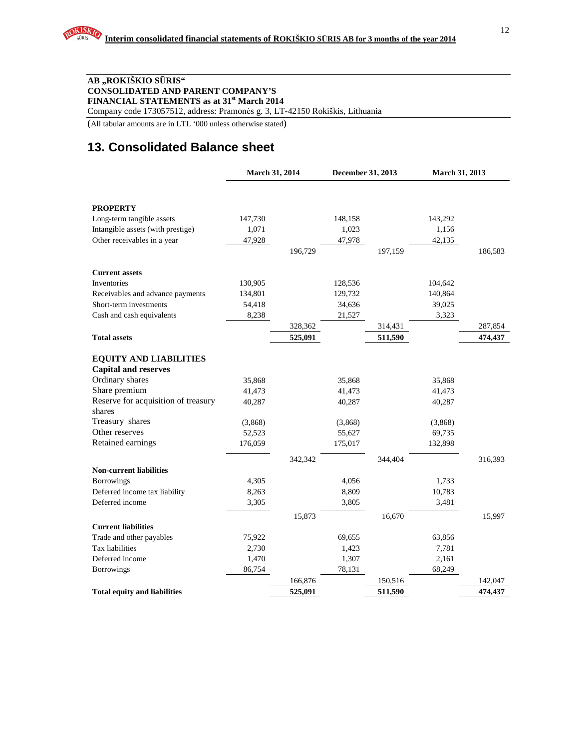**AB „ROKIŠKIO SŪRIS“**
**CONSOLIDATED AND PARENT COMPANY'S**
**FINANCIAL STATEMENTS as at 31st March 2014**
Company code 173057512, address: Pramonės g. 3, LT-42150 Rokiškis, Lithuania

(All tabular amounts are in LTL '000 unless otherwise stated)

# 13. Consolidated Balance sheet

| | March 31, 2014 | | December 31, 2013 | | March 31, 2013 | |
|---|---|---|---|---|---|---|
| **PROPERTY** | | | | | | |
| Long-term tangible assets | 147,730 | | 148,158 | | 143,292 | |
| Intangible assets (with prestige) | 1,071 | | 1,023 | | 1,156 | |
| Other receivables in a year | 47,928 | | 47,978 | | 42,135 | |
| | | 196,729 | | 197,159 | | 186,583 |
| **Current assets** | | | | | | |
| Inventories | 130,905 | | 128,536 | | 104,642 | |
| Receivables and advance payments | 134,801 | | 129,732 | | 140,864 | |
| Short-term investments | 54,418 | | 34,636 | | 39,025 | |
| Cash and cash equivalents | 8,238 | | 21,527 | | 3,323 | |
| | | 328,362 | | 314,431 | | 287,854 |
| **Total assets** | | **525,091** | | **511,590** | | **474,437** |
| **EQUITY AND LIABILITIES** | | | | | | |
| **Capital and reserves** | | | | | | |
| Ordinary shares | 35,868 | | 35,868 | | 35,868 | |
| Share premium | 41,473 | | 41,473 | | 41,473 | |
| Reserve for acquisition of treasury shares | 40,287 | | 40,287 | | 40,287 | |
| Treasury shares | (3,868) | | (3,868) | | (3,868) | |
| Other reserves | 52,523 | | 55,627 | | 69,735 | |
| Retained earnings | 176,059 | | 175,017 | | 132,898 | |
| | | 342,342 | | 344,404 | | 316,393 |
| **Non-current liabilities** | | | | | | |
| Borrowings | 4,305 | | 4,056 | | 1,733 | |
| Deferred income tax liability | 8,263 | | 8,809 | | 10,783 | |
| Deferred income | 3,305 | | 3,805 | | 3,481 | |
| | | 15,873 | | 16,670 | | 15,997 |
| **Current liabilities** | | | | | | |
| Trade and other payables | 75,922 | | 69,655 | | 63,856 | |
| Tax liabilities | 2,730 | | 1,423 | | 7,781 | |
| Deferred income | 1,470 | | 1,307 | | 2,161 | |
| Borrowings | 86,754 | | 78,131 | | 68,249 | |
| | | 166,876 | | 150,516 | | 142,047 |
| **Total equity and liabilities** | | **525,091** | | **511,590** | | **474,437** |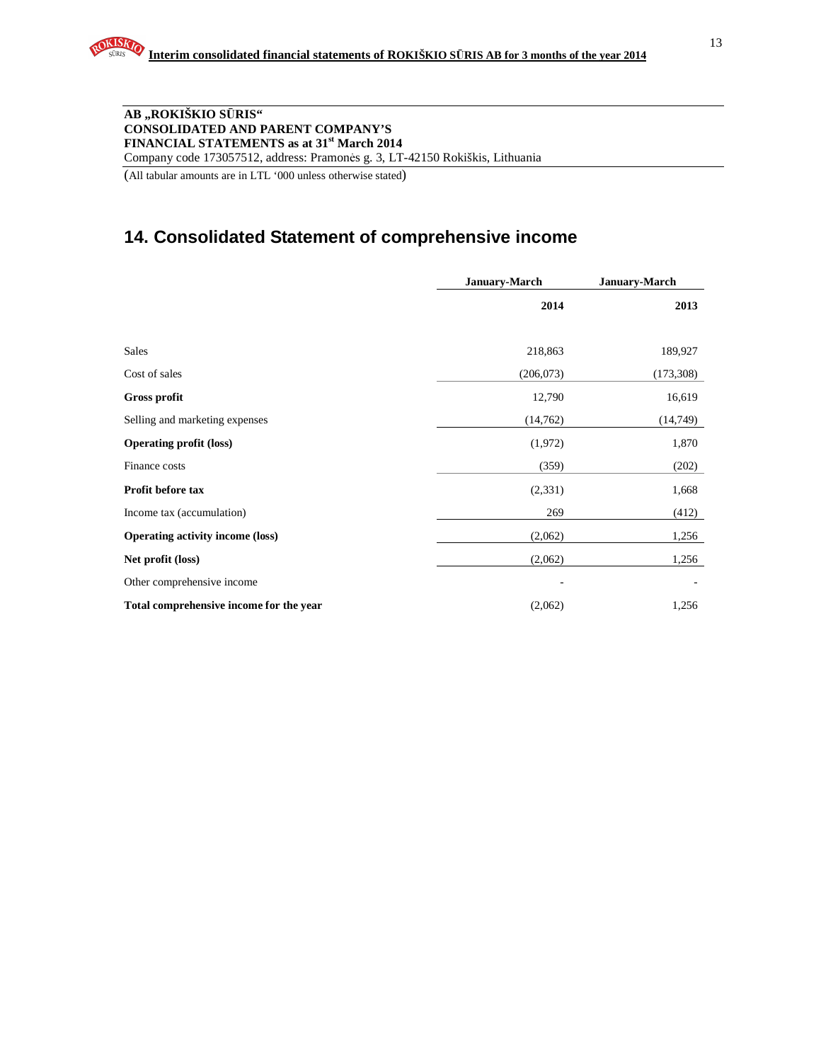**AB „ROKIŠKIO SŪRIS“**
**CONSOLIDATED AND PARENT COMPANY'S**
**FINANCIAL STATEMENTS as at 31st March 2014**
Company code 173057512, address: Pramonės g. 3, LT-42150 Rokiškis, Lithuania

(All tabular amounts are in LTL '000 unless otherwise stated)

# 14. Consolidated Statement of comprehensive income

| | January-March | January-March |
|---|---|---|
| | **2014** | **2013** |
| Sales | 218,863 | 189,927 |
| Cost of sales | (206,073) | (173,308) |
| **Gross profit** | 12,790 | 16,619 |
| Selling and marketing expenses | (14,762) | (14,749) |
| **Operating profit (loss)** | (1,972) | 1,870 |
| Finance costs | (359) | (202) |
| **Profit before tax** | (2,331) | 1,668 |
| Income tax (accumulation) | 269 | (412) |
| **Operating activity income (loss)** | (2,062) | 1,256 |
| **Net profit (loss)** | (2,062) | 1,256 |
| Other comprehensive income | - | - |
| **Total comprehensive income for the year** | (2,062) | 1,256 |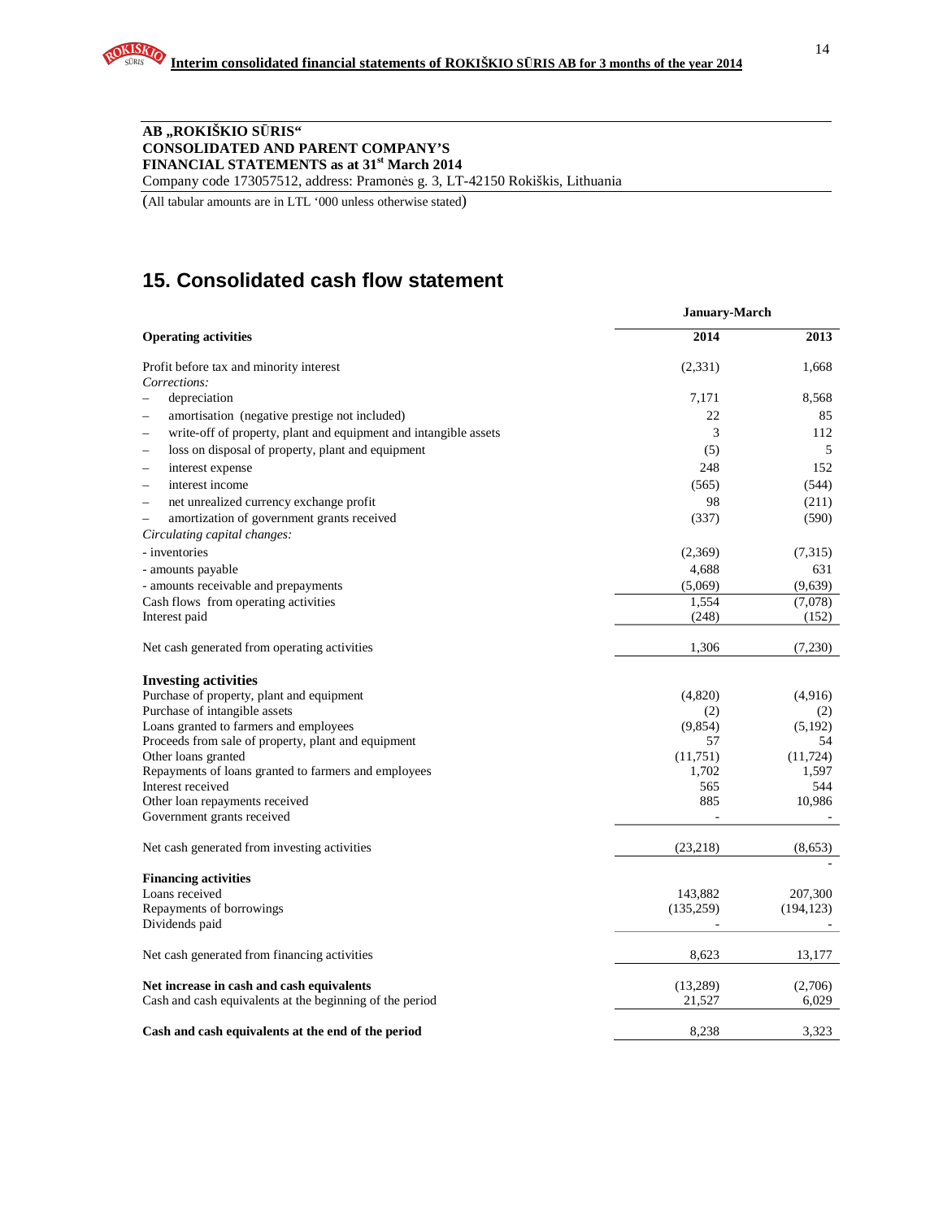**AB „ROKIŠKIO SŪRIS"**
**CONSOLIDATED AND PARENT COMPANY'S**
**FINANCIAL STATEMENTS as at 31st March 2014**
Company code 173057512, address: Pramonės g. 3, LT-42150 Rokiškis, Lithuania

(All tabular amounts are in LTL '000 unless otherwise stated)

## 15. Consolidated cash flow statement

| | January-March | |
|---|---|---|
| **Operating activities** | **2014** | **2013** |
| Profit before tax and minority interest | (2,331) | 1,668 |
| *Corrections:* | | |
| – depreciation | 7,171 | 8,568 |
| – amortisation (negative prestige not included) | 22 | 85 |
| – write-off of property, plant and equipment and intangible assets | 3 | 112 |
| – loss on disposal of property, plant and equipment | (5) | 5 |
| – interest expense | 248 | 152 |
| – interest income | (565) | (544) |
| – net unrealized currency exchange profit | 98 | (211) |
| – amortization of government grants received | (337) | (590) |
| *Circulating capital changes:* | | |
| - inventories | (2,369) | (7,315) |
| - amounts payable | 4,688 | 631 |
| - amounts receivable and prepayments | (5,069) | (9,639) |
| Cash flows from operating activities | 1,554 | (7,078) |
| Interest paid | (248) | (152) |
| Net cash generated from operating activities | 1,306 | (7,230) |
| **Investing activities** | | |
| Purchase of property, plant and equipment | (4,820) | (4,916) |
| Purchase of intangible assets | (2) | (2) |
| Loans granted to farmers and employees | (9,854) | (5,192) |
| Proceeds from sale of property, plant and equipment | 57 | 54 |
| Other loans granted | (11,751) | (11,724) |
| Repayments of loans granted to farmers and employees | 1,702 | 1,597 |
| Interest received | 565 | 544 |
| Other loan repayments received | 885 | 10,986 |
| Government grants received | - | - |
| Net cash generated from investing activities | (23,218) | (8,653) |
| | | - |
| **Financing activities** | | |
| Loans received | 143,882 | 207,300 |
| Repayments of borrowings | (135,259) | (194,123) |
| Dividends paid | - | - |
| Net cash generated from financing activities | 8,623 | 13,177 |
| **Net increase in cash and cash equivalents** | (13,289) | (2,706) |
| Cash and cash equivalents at the beginning of the period | 21,527 | 6,029 |
| **Cash and cash equivalents at the end of the period** | 8,238 | 3,323 |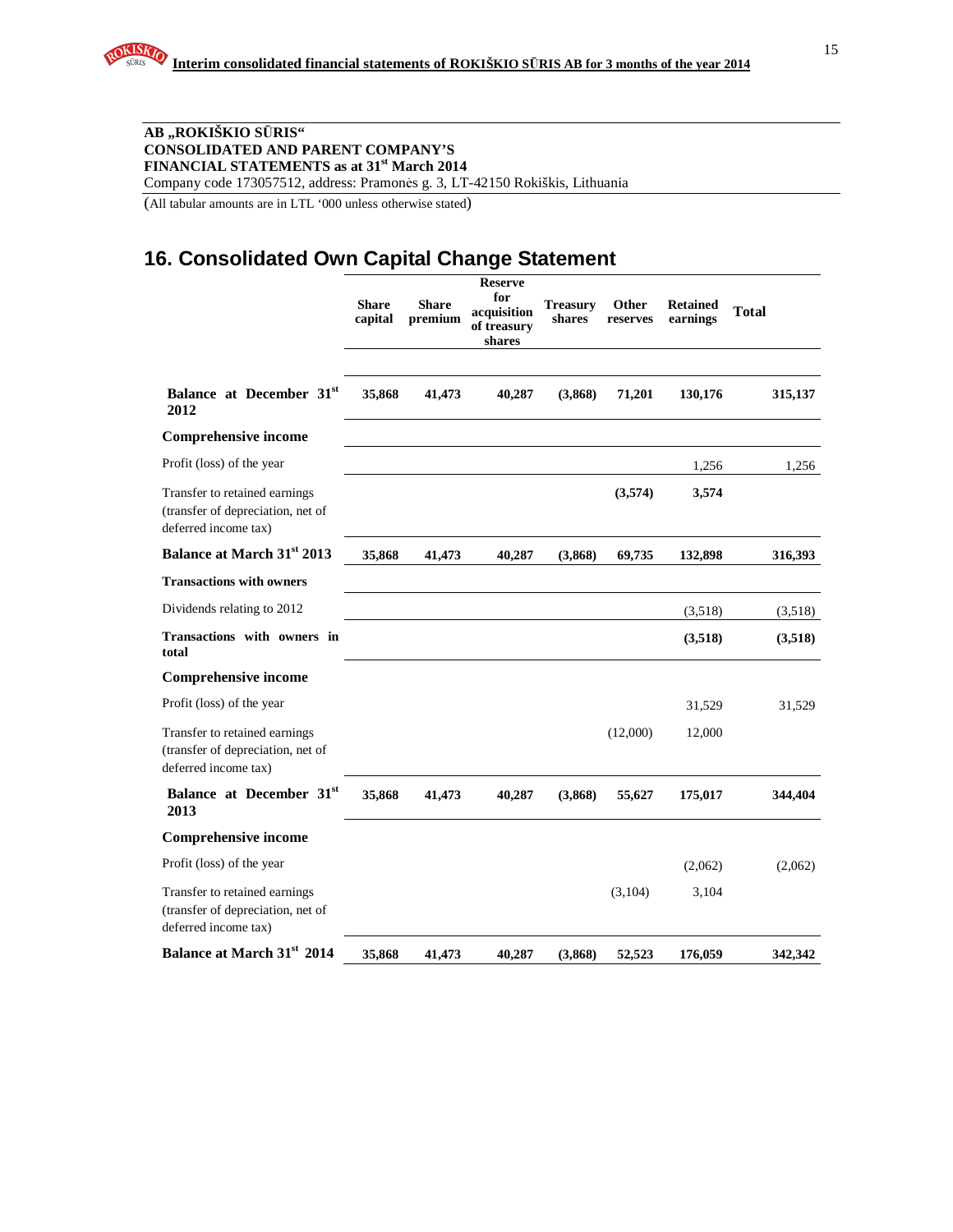**AB „ROKIŠKIO SŪRIS“**
**CONSOLIDATED AND PARENT COMPANY'S**
**FINANCIAL STATEMENTS as at 31st March 2014**
Company code 173057512, address: Pramonės g. 3, LT-42150 Rokiškis, Lithuania

(All tabular amounts are in LTL '000 unless otherwise stated)

## 16. Consolidated Own Capital Change Statement

| | Share capital | Share premium | Reserve for acquisition of treasury shares | Treasury shares | Other reserves | Retained earnings | Total |
|---|---|---|---|---|---|---|---|
| **Balance at December 31st 2012** | **35,868** | **41,473** | **40,287** | **(3,868)** | **71,201** | **130,176** | **315,137** |
| **Comprehensive income** | | | | | | | |
| Profit (loss) of the year | | | | | | 1,256 | 1,256 |
| Transfer to retained earnings (transfer of depreciation, net of deferred income tax) | | | | | **(3,574)** | **3,574** | |
| **Balance at March 31st 2013** | **35,868** | **41,473** | **40,287** | **(3,868)** | **69,735** | **132,898** | **316,393** |
| **Transactions with owners** | | | | | | | |
| Dividends relating to 2012 | | | | | | (3,518) | (3,518) |
| **Transactions with owners in total** | | | | | | **(3,518)** | **(3,518)** |
| **Comprehensive income** | | | | | | | |
| Profit (loss) of the year | | | | | | 31,529 | 31,529 |
| Transfer to retained earnings (transfer of depreciation, net of deferred income tax) | | | | | (12,000) | 12,000 | |
| **Balance at December 31st 2013** | **35,868** | **41,473** | **40,287** | **(3,868)** | **55,627** | **175,017** | **344,404** |
| **Comprehensive income** | | | | | | | |
| Profit (loss) of the year | | | | | | (2,062) | (2,062) |
| Transfer to retained earnings (transfer of depreciation, net of deferred income tax) | | | | | (3,104) | 3,104 | |
| **Balance at March 31st 2014** | **35,868** | **41,473** | **40,287** | **(3,868)** | **52,523** | **176,059** | **342,342** |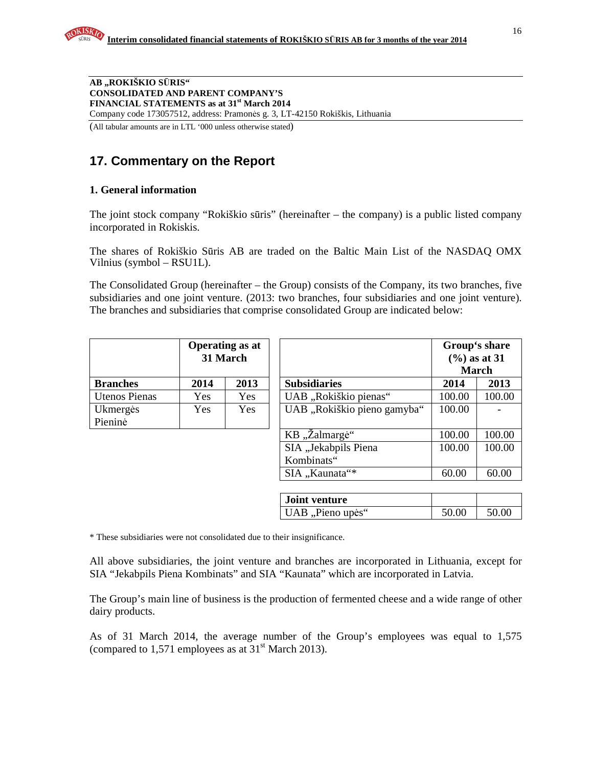**AB „ROKIŠKIO SŪRIS“**
**CONSOLIDATED AND PARENT COMPANY'S**
**FINANCIAL STATEMENTS as at 31st March 2014**
Company code 173057512, address: Pramonės g. 3, LT-42150 Rokiškis, Lithuania

(All tabular amounts are in LTL '000 unless otherwise stated)

## 17. Commentary on the Report

### 1. General information

The joint stock company "Rokiškio sūris" (hereinafter – the company) is a public listed company incorporated in Rokiskis.

The shares of Rokiškio Sūris AB are traded on the Baltic Main List of the NASDAQ OMX Vilnius (symbol – RSU1L).

The Consolidated Group (hereinafter – the Group) consists of the Company, its two branches, five subsidiaries and one joint venture. (2013: two branches, four subsidiaries and one joint venture). The branches and subsidiaries that comprise consolidated Group are indicated below:

| | Operating as at 31 March | |
|---|---|---|
| **Branches** | **2014** | **2013** |
| Utenos Pienas | Yes | Yes |
| Ukmergės Pieninė | Yes | Yes |

| | Group's share (%) as at 31 March | |
|---|---|---|
| **Subsidiaries** | **2014** | **2013** |
| UAB „Rokiškio pienas“ | 100.00 | 100.00 |
| UAB „Rokiškio pieno gamyba“ | 100.00 | - |
| KB „Žalmargė“ | 100.00 | 100.00 |
| SIA „Jekabpils Piena Kombinats“ | 100.00 | 100.00 |
| SIA „Kaunata“* | 60.00 | 60.00 |
| **Joint venture** | | |
| UAB „Pieno upės“ | 50.00 | 50.00 |

* These subsidiaries were not consolidated due to their insignificance.

All above subsidiaries, the joint venture and branches are incorporated in Lithuania, except for SIA "Jekabpils Piena Kombinats" and SIA "Kaunata" which are incorporated in Latvia.

The Group's main line of business is the production of fermented cheese and a wide range of other dairy products.

As of 31 March 2014, the average number of the Group's employees was equal to 1,575 (compared to 1,571 employees as at 31st March 2013).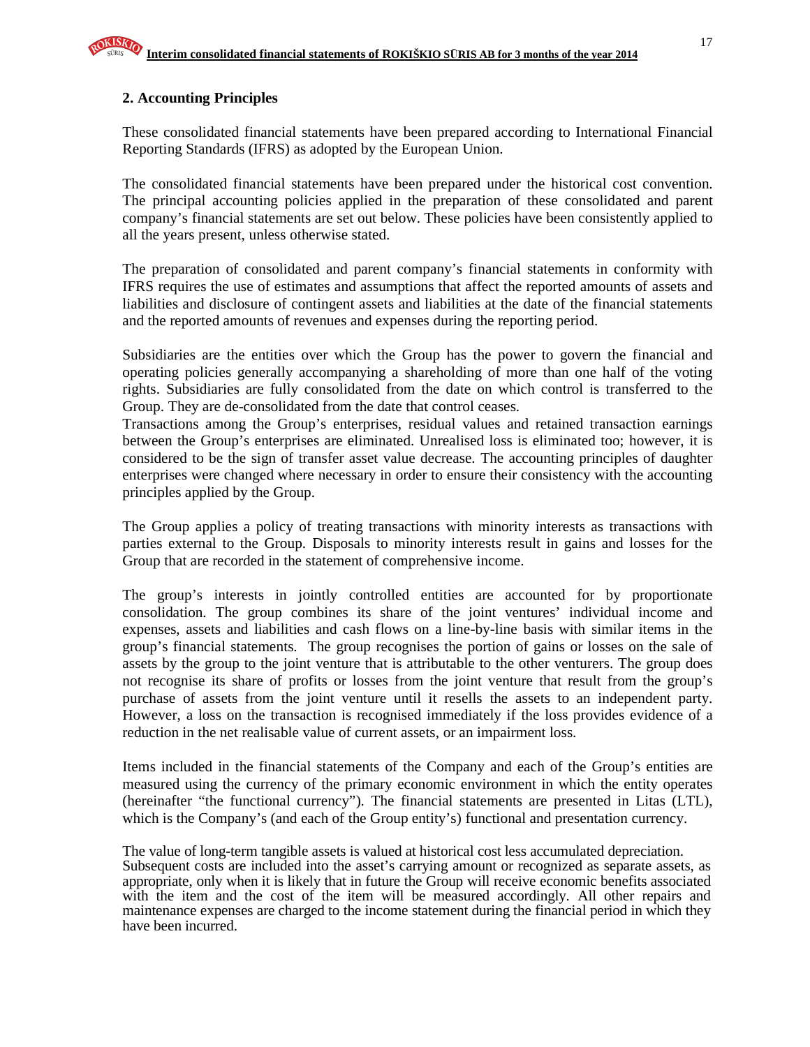## 2. Accounting Principles

These consolidated financial statements have been prepared according to International Financial Reporting Standards (IFRS) as adopted by the European Union.

The consolidated financial statements have been prepared under the historical cost convention. The principal accounting policies applied in the preparation of these consolidated and parent company's financial statements are set out below. These policies have been consistently applied to all the years present, unless otherwise stated.

The preparation of consolidated and parent company's financial statements in conformity with IFRS requires the use of estimates and assumptions that affect the reported amounts of assets and liabilities and disclosure of contingent assets and liabilities at the date of the financial statements and the reported amounts of revenues and expenses during the reporting period.

Subsidiaries are the entities over which the Group has the power to govern the financial and operating policies generally accompanying a shareholding of more than one half of the voting rights. Subsidiaries are fully consolidated from the date on which control is transferred to the Group. They are de-consolidated from the date that control ceases.
Transactions among the Group's enterprises, residual values and retained transaction earnings between the Group's enterprises are eliminated. Unrealised loss is eliminated too; however, it is considered to be the sign of transfer asset value decrease. The accounting principles of daughter enterprises were changed where necessary in order to ensure their consistency with the accounting principles applied by the Group.

The Group applies a policy of treating transactions with minority interests as transactions with parties external to the Group. Disposals to minority interests result in gains and losses for the Group that are recorded in the statement of comprehensive income.

The group's interests in jointly controlled entities are accounted for by proportionate consolidation. The group combines its share of the joint ventures' individual income and expenses, assets and liabilities and cash flows on a line-by-line basis with similar items in the group's financial statements. The group recognises the portion of gains or losses on the sale of assets by the group to the joint venture that is attributable to the other venturers. The group does not recognise its share of profits or losses from the joint venture that result from the group's purchase of assets from the joint venture until it resells the assets to an independent party. However, a loss on the transaction is recognised immediately if the loss provides evidence of a reduction in the net realisable value of current assets, or an impairment loss.

Items included in the financial statements of the Company and each of the Group's entities are measured using the currency of the primary economic environment in which the entity operates (hereinafter "the functional currency"). The financial statements are presented in Litas (LTL), which is the Company's (and each of the Group entity's) functional and presentation currency.

The value of long-term tangible assets is valued at historical cost less accumulated depreciation.
Subsequent costs are included into the asset's carrying amount or recognized as separate assets, as appropriate, only when it is likely that in future the Group will receive economic benefits associated with the item and the cost of the item will be measured accordingly. All other repairs and maintenance expenses are charged to the income statement during the financial period in which they have been incurred.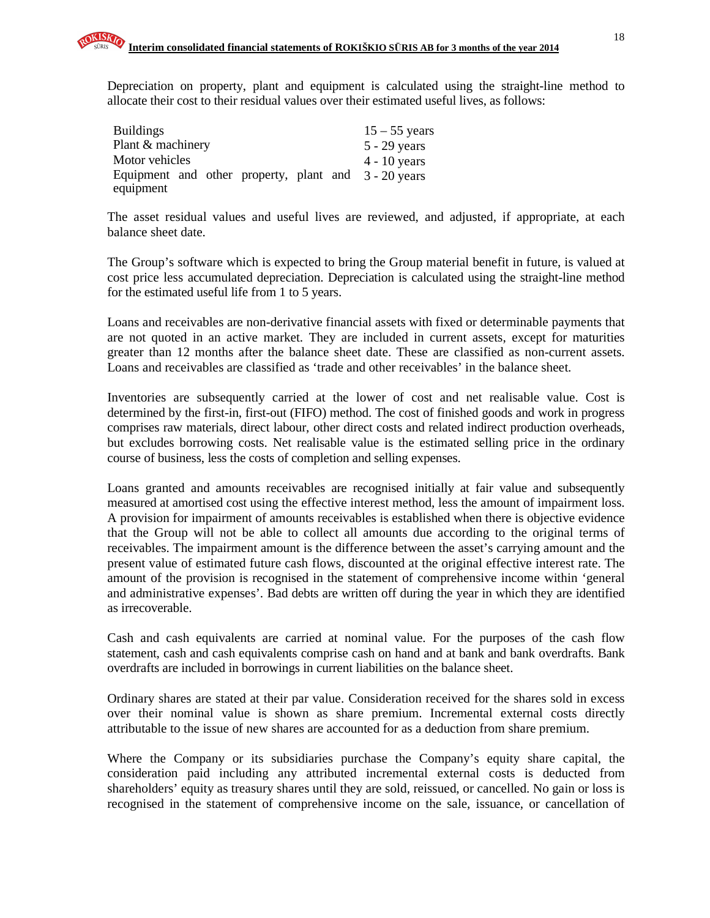Depreciation on property, plant and equipment is calculated using the straight-line method to allocate their cost to their residual values over their estimated useful lives, as follows:

| | |
|---|---|
| Buildings | 15 – 55 years |
| Plant & machinery | 5 - 29 years |
| Motor vehicles | 4 - 10 years |
| Equipment and other property, plant and equipment | 3 - 20 years |

The asset residual values and useful lives are reviewed, and adjusted, if appropriate, at each balance sheet date.

The Group's software which is expected to bring the Group material benefit in future, is valued at cost price less accumulated depreciation. Depreciation is calculated using the straight-line method for the estimated useful life from 1 to 5 years.

Loans and receivables are non-derivative financial assets with fixed or determinable payments that are not quoted in an active market. They are included in current assets, except for maturities greater than 12 months after the balance sheet date. These are classified as non-current assets. Loans and receivables are classified as 'trade and other receivables' in the balance sheet.

Inventories are subsequently carried at the lower of cost and net realisable value. Cost is determined by the first-in, first-out (FIFO) method. The cost of finished goods and work in progress comprises raw materials, direct labour, other direct costs and related indirect production overheads, but excludes borrowing costs. Net realisable value is the estimated selling price in the ordinary course of business, less the costs of completion and selling expenses.

Loans granted and amounts receivables are recognised initially at fair value and subsequently measured at amortised cost using the effective interest method, less the amount of impairment loss. A provision for impairment of amounts receivables is established when there is objective evidence that the Group will not be able to collect all amounts due according to the original terms of receivables. The impairment amount is the difference between the asset's carrying amount and the present value of estimated future cash flows, discounted at the original effective interest rate. The amount of the provision is recognised in the statement of comprehensive income within 'general and administrative expenses'. Bad debts are written off during the year in which they are identified as irrecoverable.

Cash and cash equivalents are carried at nominal value. For the purposes of the cash flow statement, cash and cash equivalents comprise cash on hand and at bank and bank overdrafts. Bank overdrafts are included in borrowings in current liabilities on the balance sheet.

Ordinary shares are stated at their par value. Consideration received for the shares sold in excess over their nominal value is shown as share premium. Incremental external costs directly attributable to the issue of new shares are accounted for as a deduction from share premium.

Where the Company or its subsidiaries purchase the Company's equity share capital, the consideration paid including any attributed incremental external costs is deducted from shareholders' equity as treasury shares until they are sold, reissued, or cancelled. No gain or loss is recognised in the statement of comprehensive income on the sale, issuance, or cancellation of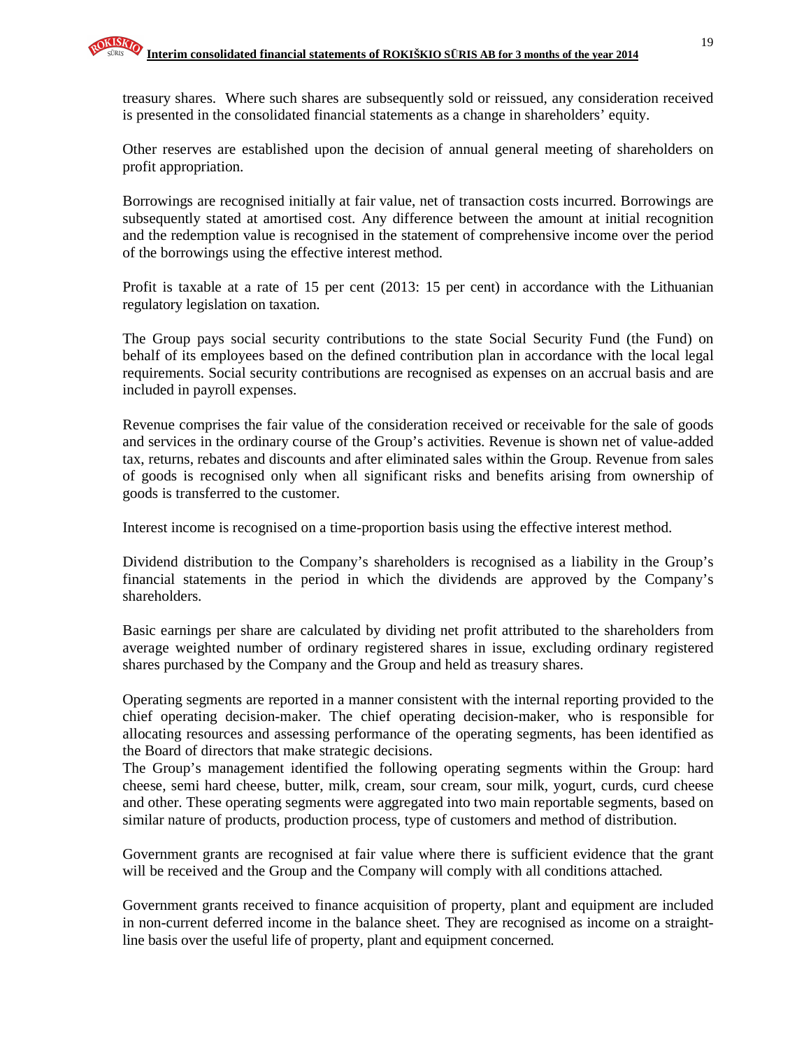treasury shares. Where such shares are subsequently sold or reissued, any consideration received is presented in the consolidated financial statements as a change in shareholders' equity.

Other reserves are established upon the decision of annual general meeting of shareholders on profit appropriation.

Borrowings are recognised initially at fair value, net of transaction costs incurred. Borrowings are subsequently stated at amortised cost. Any difference between the amount at initial recognition and the redemption value is recognised in the statement of comprehensive income over the period of the borrowings using the effective interest method.

Profit is taxable at a rate of 15 per cent (2013: 15 per cent) in accordance with the Lithuanian regulatory legislation on taxation.

The Group pays social security contributions to the state Social Security Fund (the Fund) on behalf of its employees based on the defined contribution plan in accordance with the local legal requirements. Social security contributions are recognised as expenses on an accrual basis and are included in payroll expenses.

Revenue comprises the fair value of the consideration received or receivable for the sale of goods and services in the ordinary course of the Group's activities. Revenue is shown net of value-added tax, returns, rebates and discounts and after eliminated sales within the Group. Revenue from sales of goods is recognised only when all significant risks and benefits arising from ownership of goods is transferred to the customer.

Interest income is recognised on a time-proportion basis using the effective interest method.

Dividend distribution to the Company's shareholders is recognised as a liability in the Group's financial statements in the period in which the dividends are approved by the Company's shareholders.

Basic earnings per share are calculated by dividing net profit attributed to the shareholders from average weighted number of ordinary registered shares in issue, excluding ordinary registered shares purchased by the Company and the Group and held as treasury shares.

Operating segments are reported in a manner consistent with the internal reporting provided to the chief operating decision-maker. The chief operating decision-maker, who is responsible for allocating resources and assessing performance of the operating segments, has been identified as the Board of directors that make strategic decisions.
The Group's management identified the following operating segments within the Group: hard cheese, semi hard cheese, butter, milk, cream, sour cream, sour milk, yogurt, curds, curd cheese and other. These operating segments were aggregated into two main reportable segments, based on similar nature of products, production process, type of customers and method of distribution.

Government grants are recognised at fair value where there is sufficient evidence that the grant will be received and the Group and the Company will comply with all conditions attached.

Government grants received to finance acquisition of property, plant and equipment are included in non-current deferred income in the balance sheet. They are recognised as income on a straight-line basis over the useful life of property, plant and equipment concerned.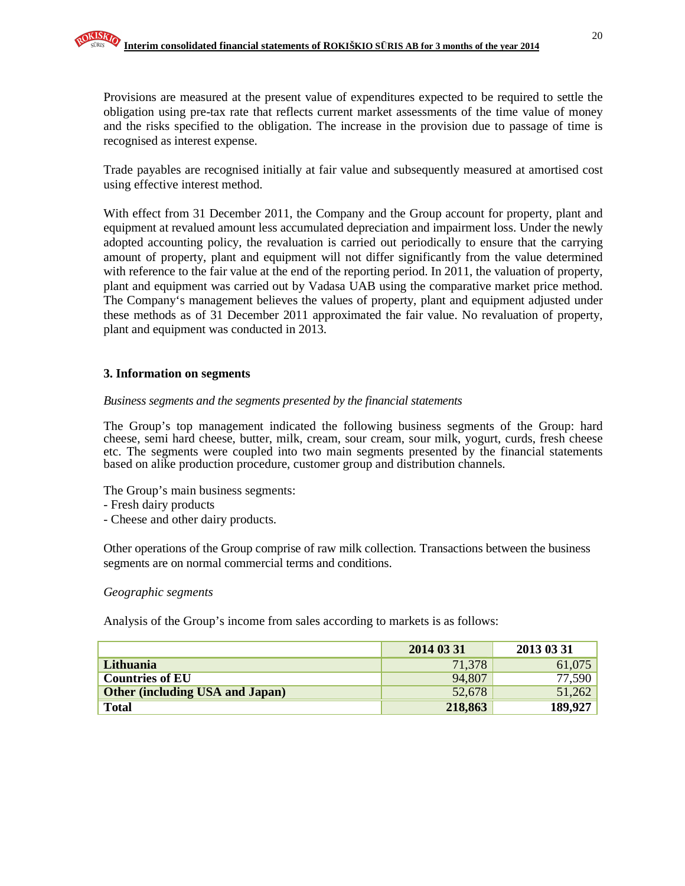Provisions are measured at the present value of expenditures expected to be required to settle the obligation using pre-tax rate that reflects current market assessments of the time value of money and the risks specified to the obligation. The increase in the provision due to passage of time is recognised as interest expense.

Trade payables are recognised initially at fair value and subsequently measured at amortised cost using effective interest method.

With effect from 31 December 2011, the Company and the Group account for property, plant and equipment at revalued amount less accumulated depreciation and impairment loss. Under the newly adopted accounting policy, the revaluation is carried out periodically to ensure that the carrying amount of property, plant and equipment will not differ significantly from the value determined with reference to the fair value at the end of the reporting period. In 2011, the valuation of property, plant and equipment was carried out by Vadasa UAB using the comparative market price method. The Company's management believes the values of property, plant and equipment adjusted under these methods as of 31 December 2011 approximated the fair value. No revaluation of property, plant and equipment was conducted in 2013.

## 3. Information on segments

*Business segments and the segments presented by the financial statements*

The Group's top management indicated the following business segments of the Group: hard cheese, semi hard cheese, butter, milk, cream, sour cream, sour milk, yogurt, curds, fresh cheese etc. The segments were coupled into two main segments presented by the financial statements based on alike production procedure, customer group and distribution channels.

The Group's main business segments:
- Fresh dairy products
- Cheese and other dairy products.

Other operations of the Group comprise of raw milk collection. Transactions between the business segments are on normal commercial terms and conditions.

*Geographic segments*

Analysis of the Group's income from sales according to markets is as follows:

| | 2014 03 31 | 2013 03 31 |
|---|---:|---:|
| **Lithuania** | 71,378 | 61,075 |
| **Countries of EU** | 94,807 | 77,590 |
| **Other (including USA and Japan)** | 52,678 | 51,262 |
| **Total** | **218,863** | **189,927** |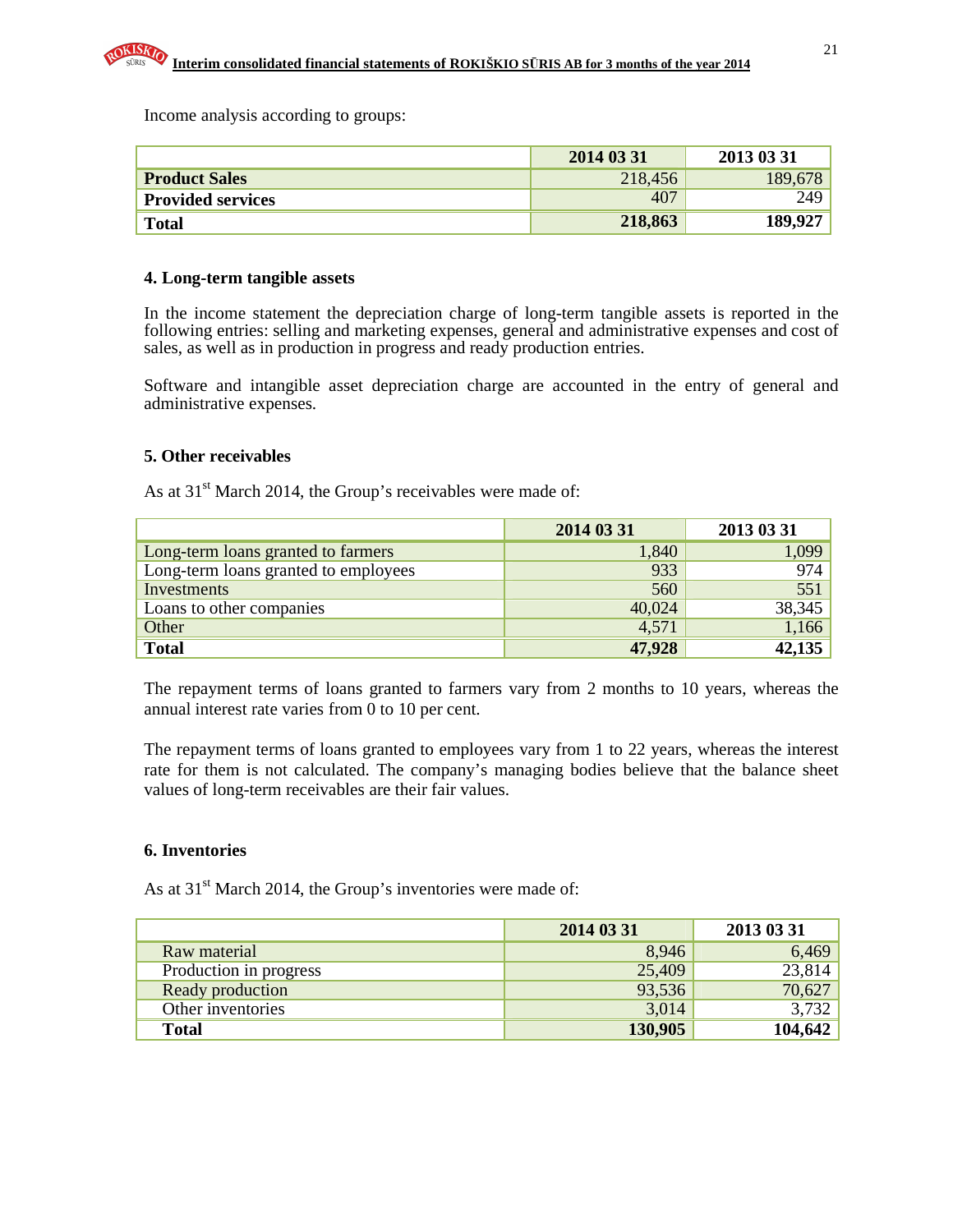Income analysis according to groups:

| | 2014 03 31 | 2013 03 31 |
|---|---|---|
| **Product Sales** | 218,456 | 189,678 |
| **Provided services** | 407 | 249 |
| **Total** | **218,863** | **189,927** |

### 4. Long-term tangible assets

In the income statement the depreciation charge of long-term tangible assets is reported in the following entries: selling and marketing expenses, general and administrative expenses and cost of sales, as well as in production in progress and ready production entries.

Software and intangible asset depreciation charge are accounted in the entry of general and administrative expenses.

### 5. Other receivables

As at 31st March 2014, the Group's receivables were made of:

| | 2014 03 31 | 2013 03 31 |
|---|---|---|
| Long-term loans granted to farmers | 1,840 | 1,099 |
| Long-term loans granted to employees | 933 | 974 |
| Investments | 560 | 551 |
| Loans to other companies | 40,024 | 38,345 |
| Other | 4,571 | 1,166 |
| **Total** | **47,928** | **42,135** |

The repayment terms of loans granted to farmers vary from 2 months to 10 years, whereas the annual interest rate varies from 0 to 10 per cent.

The repayment terms of loans granted to employees vary from 1 to 22 years, whereas the interest rate for them is not calculated. The company's managing bodies believe that the balance sheet values of long-term receivables are their fair values.

### 6. Inventories

As at 31st March 2014, the Group's inventories were made of:

| | 2014 03 31 | 2013 03 31 |
|---|---|---|
| Raw material | 8,946 | 6,469 |
| Production in progress | 25,409 | 23,814 |
| Ready production | 93,536 | 70,627 |
| Other inventories | 3,014 | 3,732 |
| **Total** | **130,905** | **104,642** |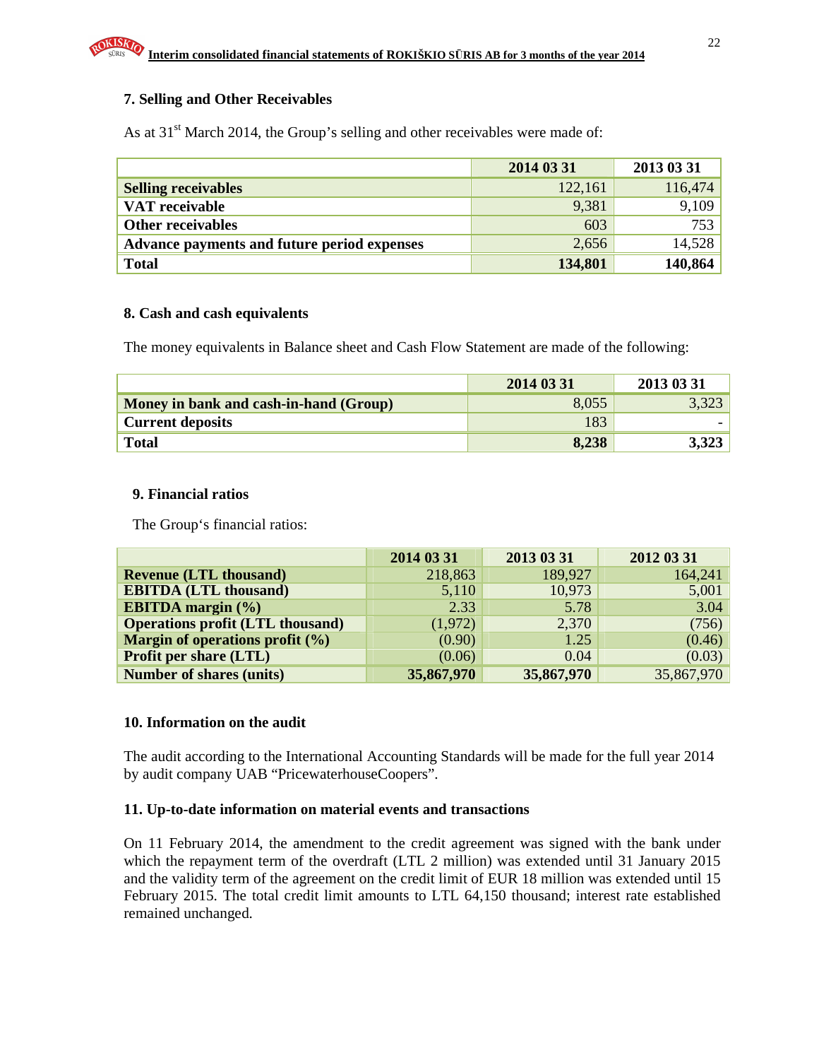## 7. Selling and Other Receivables

As at 31st March 2014, the Group's selling and other receivables were made of:

| | 2014 03 31 | 2013 03 31 |
|---|---|---|
| **Selling receivables** | 122,161 | 116,474 |
| **VAT receivable** | 9,381 | 9,109 |
| **Other receivables** | 603 | 753 |
| **Advance payments and future period expenses** | 2,656 | 14,528 |
| **Total** | **134,801** | **140,864** |

## 8. Cash and cash equivalents

The money equivalents in Balance sheet and Cash Flow Statement are made of the following:

| | 2014 03 31 | 2013 03 31 |
|---|---|---|
| **Money in bank and cash-in-hand (Group)** | 8,055 | 3,323 |
| **Current deposits** | 183 | - |
| **Total** | **8,238** | **3,323** |

## 9. Financial ratios

The Group's financial ratios:

| | 2014 03 31 | 2013 03 31 | 2012 03 31 |
|---|---|---|---|
| **Revenue (LTL thousand)** | 218,863 | 189,927 | 164,241 |
| **EBITDA (LTL thousand)** | 5,110 | 10,973 | 5,001 |
| **EBITDA margin (%)** | 2.33 | 5.78 | 3.04 |
| **Operations profit (LTL thousand)** | (1,972) | 2,370 | (756) |
| **Margin of operations profit (%)** | (0.90) | 1.25 | (0.46) |
| **Profit per share (LTL)** | (0.06) | 0.04 | (0.03) |
| **Number of shares (units)** | **35,867,970** | **35,867,970** | 35,867,970 |

## 10. Information on the audit

The audit according to the International Accounting Standards will be made for the full year 2014 by audit company UAB "PricewaterhouseCoopers".

## 11. Up-to-date information on material events and transactions

On 11 February 2014, the amendment to the credit agreement was signed with the bank under which the repayment term of the overdraft (LTL 2 million) was extended until 31 January 2015 and the validity term of the agreement on the credit limit of EUR 18 million was extended until 15 February 2015. The total credit limit amounts to LTL 64,150 thousand; interest rate established remained unchanged.